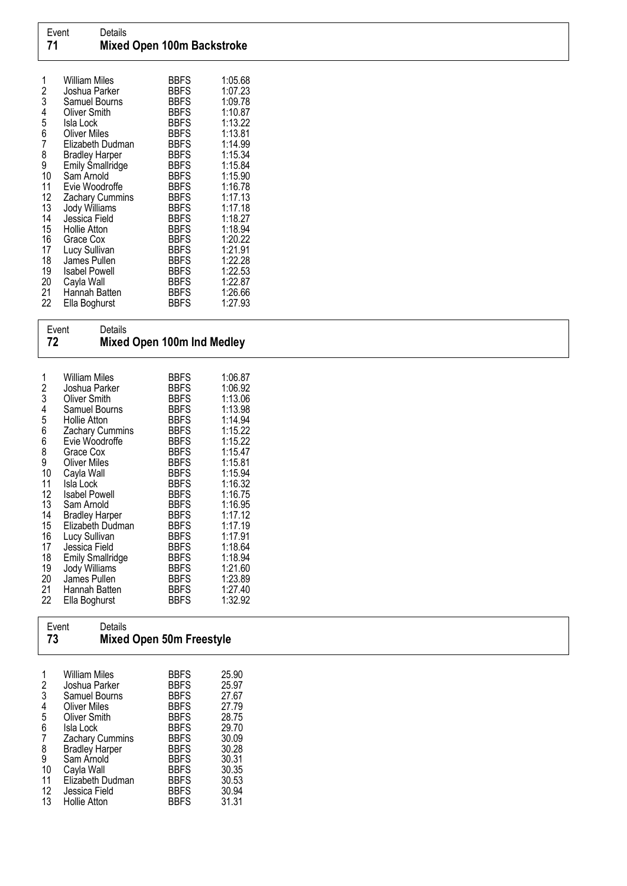| Event | Details |
|---|---|
| **71** | **Mixed Open 100m Backstroke** |

| | | | |
|---|---|---|---|
| 1 | William Miles | BBFS | 1:05.68 |
| 2 | Joshua Parker | BBFS | 1:07.23 |
| 3 | Samuel Bourns | BBFS | 1:09.78 |
| 4 | Oliver Smith | BBFS | 1:10.87 |
| 5 | Isla Lock | BBFS | 1:13.22 |
| 6 | Oliver Miles | BBFS | 1:13.81 |
| 7 | Elizabeth Dudman | BBFS | 1:14.99 |
| 8 | Bradley Harper | BBFS | 1:15.34 |
| 9 | Emily Smallridge | BBFS | 1:15.84 |
| 10 | Sam Arnold | BBFS | 1:15.90 |
| 11 | Evie Woodroffe | BBFS | 1:16.78 |
| 12 | Zachary Cummins | BBFS | 1:17.13 |
| 13 | Jody Williams | BBFS | 1:17.18 |
| 14 | Jessica Field | BBFS | 1:18.27 |
| 15 | Hollie Atton | BBFS | 1:18.94 |
| 16 | Grace Cox | BBFS | 1:20.22 |
| 17 | Lucy Sullivan | BBFS | 1:21.91 |
| 18 | James Pullen | BBFS | 1:22.28 |
| 19 | Isabel Powell | BBFS | 1:22.53 |
| 20 | Cayla Wall | BBFS | 1:22.87 |
| 21 | Hannah Batten | BBFS | 1:26.66 |
| 22 | Ella Boghurst | BBFS | 1:27.93 |

| Event | Details |
|---|---|
| **72** | **Mixed Open 100m Ind Medley** |

| | | | |
|---|---|---|---|
| 1 | William Miles | BBFS | 1:06.87 |
| 2 | Joshua Parker | BBFS | 1:06.92 |
| 3 | Oliver Smith | BBFS | 1:13.06 |
| 4 | Samuel Bourns | BBFS | 1:13.98 |
| 5 | Hollie Atton | BBFS | 1:14.94 |
| 6 | Zachary Cummins | BBFS | 1:15.22 |
| 6 | Evie Woodroffe | BBFS | 1:15.22 |
| 8 | Grace Cox | BBFS | 1:15.47 |
| 9 | Oliver Miles | BBFS | 1:15.81 |
| 10 | Cayla Wall | BBFS | 1:15.94 |
| 11 | Isla Lock | BBFS | 1:16.32 |
| 12 | Isabel Powell | BBFS | 1:16.75 |
| 13 | Sam Arnold | BBFS | 1:16.95 |
| 14 | Bradley Harper | BBFS | 1:17.12 |
| 15 | Elizabeth Dudman | BBFS | 1:17.19 |
| 16 | Lucy Sullivan | BBFS | 1:17.91 |
| 17 | Jessica Field | BBFS | 1:18.64 |
| 18 | Emily Smallridge | BBFS | 1:18.94 |
| 19 | Jody Williams | BBFS | 1:21.60 |
| 20 | James Pullen | BBFS | 1:23.89 |
| 21 | Hannah Batten | BBFS | 1:27.40 |
| 22 | Ella Boghurst | BBFS | 1:32.92 |

| Event | Details |
|---|---|
| **73** | **Mixed Open 50m Freestyle** |

| | | | |
|---|---|---|---|
| 1 | William Miles | BBFS | 25.90 |
| 2 | Joshua Parker | BBFS | 25.97 |
| 3 | Samuel Bourns | BBFS | 27.67 |
| 4 | Oliver Miles | BBFS | 27.79 |
| 5 | Oliver Smith | BBFS | 28.75 |
| 6 | Isla Lock | BBFS | 29.70 |
| 7 | Zachary Cummins | BBFS | 30.09 |
| 8 | Bradley Harper | BBFS | 30.28 |
| 9 | Sam Arnold | BBFS | 30.31 |
| 10 | Cayla Wall | BBFS | 30.35 |
| 11 | Elizabeth Dudman | BBFS | 30.53 |
| 12 | Jessica Field | BBFS | 30.94 |
| 13 | Hollie Atton | BBFS | 31.31 |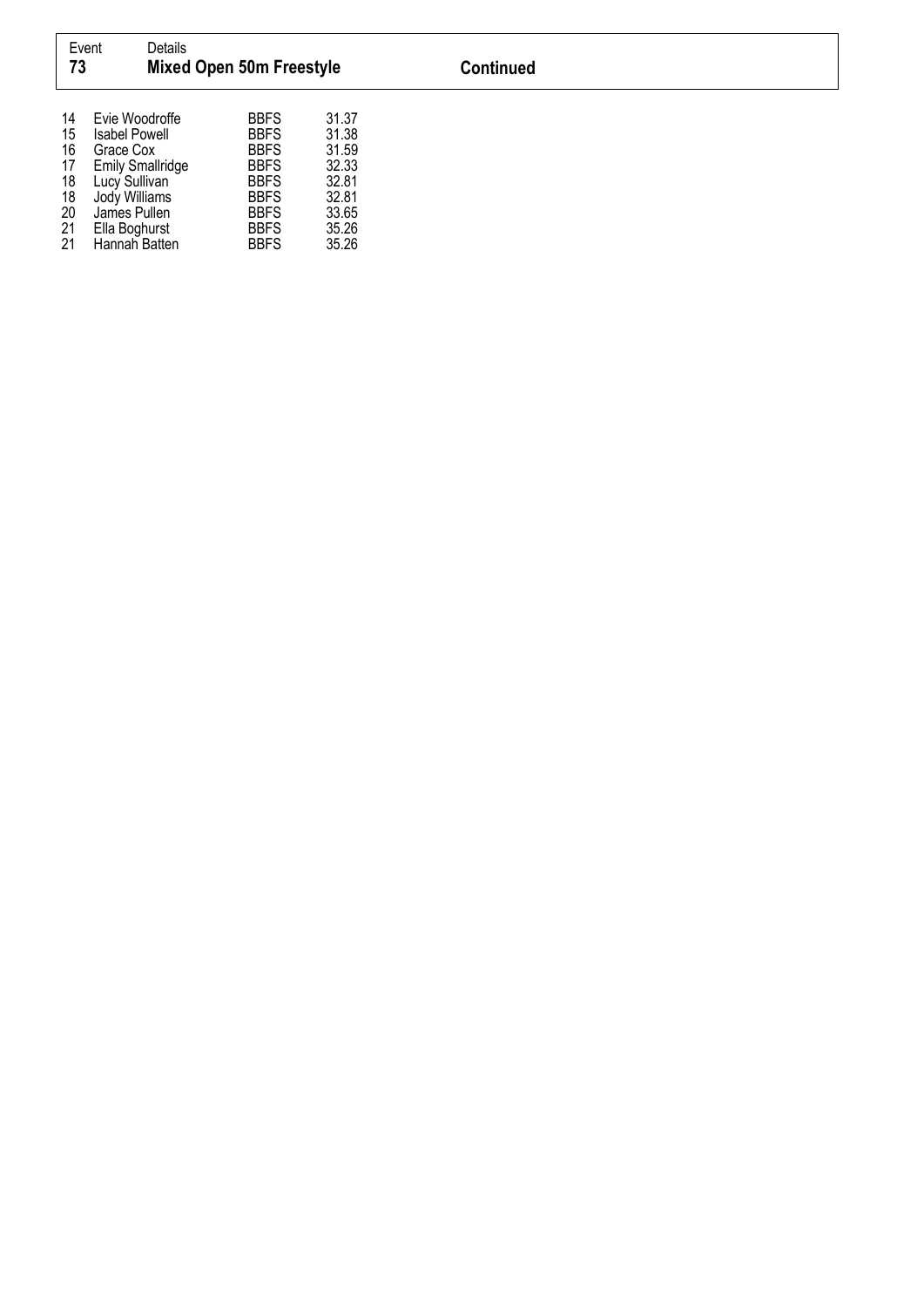| Event | Details | |
|---|---|---|
| **73** | **Mixed Open 50m Freestyle** | **Continued** |

| | | | |
|---|---|---|---|
| 14 | Evie Woodroffe | BBFS | 31.37 |
| 15 | Isabel Powell | BBFS | 31.38 |
| 16 | Grace Cox | BBFS | 31.59 |
| 17 | Emily Smallridge | BBFS | 32.33 |
| 18 | Lucy Sullivan | BBFS | 32.81 |
| 18 | Jody Williams | BBFS | 32.81 |
| 20 | James Pullen | BBFS | 33.65 |
| 21 | Ella Boghurst | BBFS | 35.26 |
| 21 | Hannah Batten | BBFS | 35.26 |